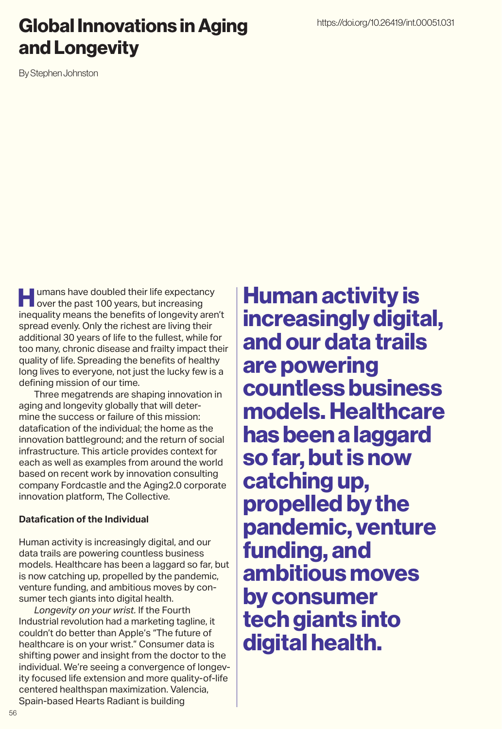# Global Innovations in Aging and Longevity

https://doi.org/10.26419/int.00051.031

By Stephen Johnston

Humans have doubled their life expectancy over the past 100 years, but increasing inequality means the benefits of longevity aren't spread evenly. Only the richest are living their additional 30 years of life to the fullest, while for too many, chronic disease and frailty impact their quality of life. Spreading the benefits of healthy long lives to everyone, not just the lucky few is a defining mission of our time.

Three megatrends are shaping innovation in aging and longevity globally that will determine the success or failure of this mission: datafication of the individual; the home as the innovation battleground; and the return of social infrastructure. This article provides context for each as well as examples from around the world based on recent work by innovation consulting company Fordcastle and the Aging2.0 corporate innovation platform, The Collective.

**Datafication of the Individual**

Human activity is increasingly digital, and our data trails are powering countless business models. Healthcare has been a laggard so far, but is now catching up, propelled by the pandemic, venture funding, and ambitious moves by consumer tech giants into digital health.

*Longevity on your wrist.* If the Fourth Industrial revolution had a marketing tagline, it couldn't do better than Apple's "The future of healthcare is on your wrist." Consumer data is shifting power and insight from the doctor to the individual. We're seeing a convergence of longevity focused life extension and more quality-of-life centered healthspan maximization. Valencia, Spain-based Hearts Radiant is building

> **Human activity is increasingly digital, and our data trails are powering countless business models. Healthcare has been a laggard so far, but is now catching up, propelled by the pandemic, venture funding, and ambitious moves by consumer tech giants into digital health.**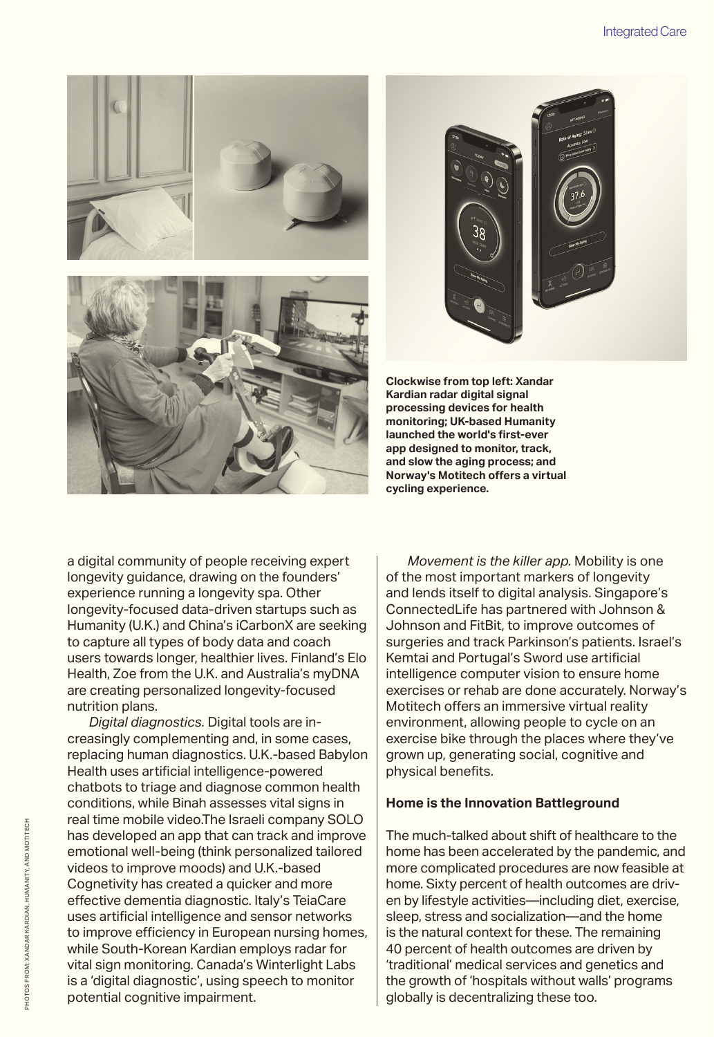Clockwise from top left: Xandar Kardian radar digital signal processing devices for health monitoring; UK-based Humanity launched the world's first-ever app designed to monitor, track, and slow the aging process; and Norway's Motitech offers a virtual cycling experience.

a digital community of people receiving expert longevity guidance, drawing on the founders' experience running a longevity spa. Other longevity-focused data-driven startups such as Humanity (U.K.) and China's iCarbonX are seeking to capture all types of body data and coach users towards longer, healthier lives. Finland's Elo Health, Zoe from the U.K. and Australia's myDNA are creating personalized longevity-focused nutrition plans.

*Digital diagnostics.* Digital tools are increasingly complementing and, in some cases, replacing human diagnostics. U.K.-based Babylon Health uses artificial intelligence-powered chatbots to triage and diagnose common health conditions, while Binah assesses vital signs in real time mobile video.The Israeli company SOLO has developed an app that can track and improve emotional well-being (think personalized tailored videos to improve moods) and U.K.-based Cognetivity has created a quicker and more effective dementia diagnostic. Italy's TeiaCare uses artificial intelligence and sensor networks to improve efficiency in European nursing homes, while South-Korean Kardian employs radar for vital sign monitoring. Canada's Winterlight Labs is a 'digital diagnostic', using speech to monitor potential cognitive impairment.

*Movement is the killer app.* Mobility is one of the most important markers of longevity and lends itself to digital analysis. Singapore's ConnectedLife has partnered with Johnson & Johnson and FitBit, to improve outcomes of surgeries and track Parkinson's patients. Israel's Kemtai and Portugal's Sword use artificial intelligence computer vision to ensure home exercises or rehab are done accurately. Norway's Motitech offers an immersive virtual reality environment, allowing people to cycle on an exercise bike through the places where they've grown up, generating social, cognitive and physical benefits.

## Home is the Innovation Battleground

The much-talked about shift of healthcare to the home has been accelerated by the pandemic, and more complicated procedures are now feasible at home. Sixty percent of health outcomes are driven by lifestyle activities—including diet, exercise, sleep, stress and socialization—and the home is the natural context for these. The remaining 40 percent of health outcomes are driven by 'traditional' medical services and genetics and the growth of 'hospitals without walls' programs globally is decentralizing these too.

PHOTOS FROM: XANDAR KARDIAN, HUMANITY, AND MOTITECH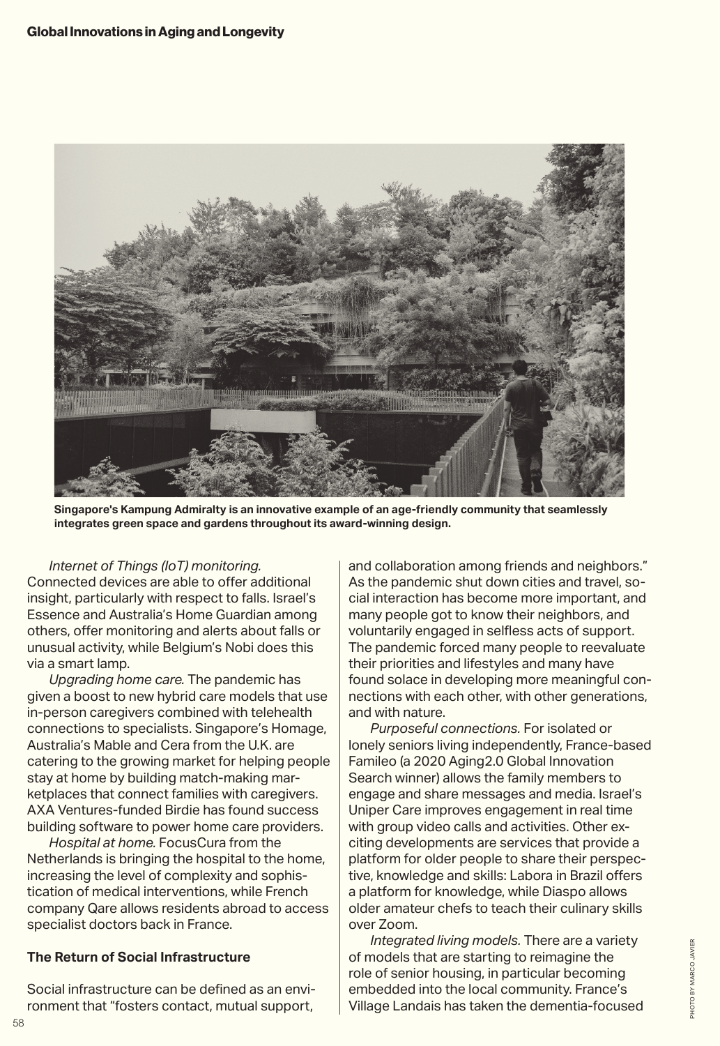Singapore's Kampung Admiralty is an innovative example of an age-friendly community that seamlessly integrates green space and gardens throughout its award-winning design.

*Internet of Things (IoT) monitoring.* Connected devices are able to offer additional insight, particularly with respect to falls. Israel's Essence and Australia's Home Guardian among others, offer monitoring and alerts about falls or unusual activity, while Belgium's Nobi does this via a smart lamp.

*Upgrading home care.* The pandemic has given a boost to new hybrid care models that use in-person caregivers combined with telehealth connections to specialists. Singapore's Homage, Australia's Mable and Cera from the U.K. are catering to the growing market for helping people stay at home by building match-making marketplaces that connect families with caregivers. AXA Ventures-funded Birdie has found success building software to power home care providers.

*Hospital at home.* FocusCura from the Netherlands is bringing the hospital to the home, increasing the level of complexity and sophistication of medical interventions, while French company Qare allows residents abroad to access specialist doctors back in France.

**The Return of Social Infrastructure**

Social infrastructure can be defined as an environment that "fosters contact, mutual support, and collaboration among friends and neighbors." As the pandemic shut down cities and travel, social interaction has become more important, and many people got to know their neighbors, and voluntarily engaged in selfless acts of support. The pandemic forced many people to reevaluate their priorities and lifestyles and many have found solace in developing more meaningful connections with each other, with other generations, and with nature.

*Purposeful connections.* For isolated or lonely seniors living independently, France-based Famileo (a 2020 Aging2.0 Global Innovation Search winner) allows the family members to engage and share messages and media. Israel's Uniper Care improves engagement in real time with group video calls and activities. Other exciting developments are services that provide a platform for older people to share their perspective, knowledge and skills: Labora in Brazil offers a platform for knowledge, while Diaspo allows older amateur chefs to teach their culinary skills over Zoom.

*Integrated living models.* There are a variety of models that are starting to reimagine the role of senior housing, in particular becoming embedded into the local community. France's Village Landais has taken the dementia-focused

PHOTO BY MARCO JAVIER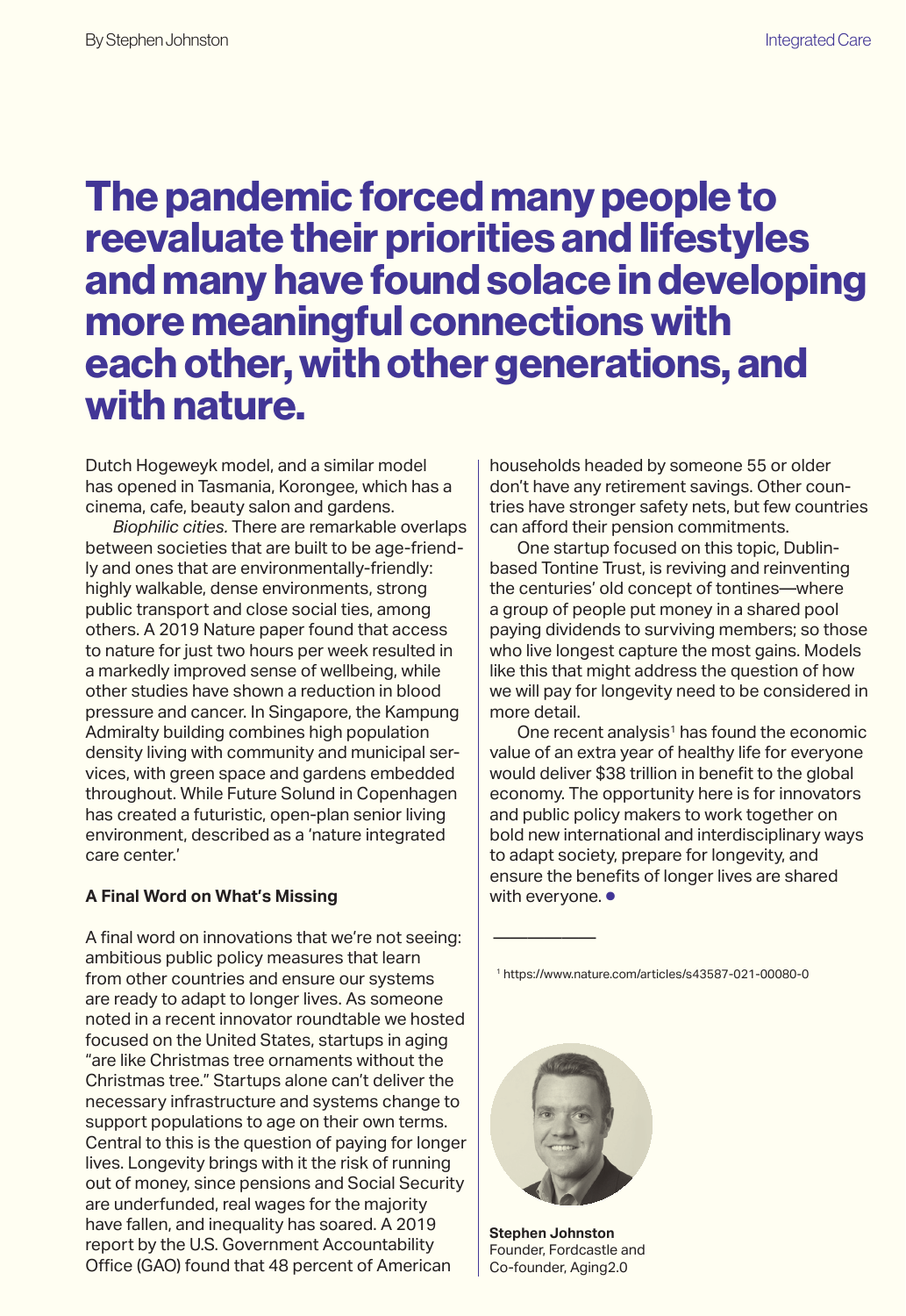# The pandemic forced many people to reevaluate their priorities and lifestyles and many have found solace in developing more meaningful connections with each other, with other generations, and with nature.

Dutch Hogeweyk model, and a similar model has opened in Tasmania, Korongee, which has a cinema, cafe, beauty salon and gardens.

*Biophilic cities.* There are remarkable overlaps between societies that are built to be age-friendly and ones that are environmentally-friendly: highly walkable, dense environments, strong public transport and close social ties, among others. A 2019 Nature paper found that access to nature for just two hours per week resulted in a markedly improved sense of wellbeing, while other studies have shown a reduction in blood pressure and cancer. In Singapore, the Kampung Admiralty building combines high population density living with community and municipal services, with green space and gardens embedded throughout. While Future Solund in Copenhagen has created a futuristic, open-plan senior living environment, described as a 'nature integrated care center.'

**A Final Word on What's Missing**

A final word on innovations that we're not seeing: ambitious public policy measures that learn from other countries and ensure our systems are ready to adapt to longer lives. As someone noted in a recent innovator roundtable we hosted focused on the United States, startups in aging "are like Christmas tree ornaments without the Christmas tree." Startups alone can't deliver the necessary infrastructure and systems change to support populations to age on their own terms. Central to this is the question of paying for longer lives. Longevity brings with it the risk of running out of money, since pensions and Social Security are underfunded, real wages for the majority have fallen, and inequality has soared. A 2019 report by the U.S. Government Accountability Office (GAO) found that 48 percent of American households headed by someone 55 or older don't have any retirement savings. Other countries have stronger safety nets, but few countries can afford their pension commitments.

One startup focused on this topic, Dublin-based Tontine Trust, is reviving and reinventing the centuries' old concept of tontines—where a group of people put money in a shared pool paying dividends to surviving members; so those who live longest capture the most gains. Models like this that might address the question of how we will pay for longevity need to be considered in more detail.

One recent analysis[1] has found the economic value of an extra year of healthy life for everyone would deliver $38 trillion in benefit to the global economy. The opportunity here is for innovators and public policy makers to work together on bold new international and interdisciplinary ways to adapt society, prepare for longevity, and ensure the benefits of longer lives are shared with everyone. ●

---

[1] https://www.nature.com/articles/s43587-021-00080-0

**Stephen Johnston**
Founder, Fordcastle and
Co-founder, Aging2.0